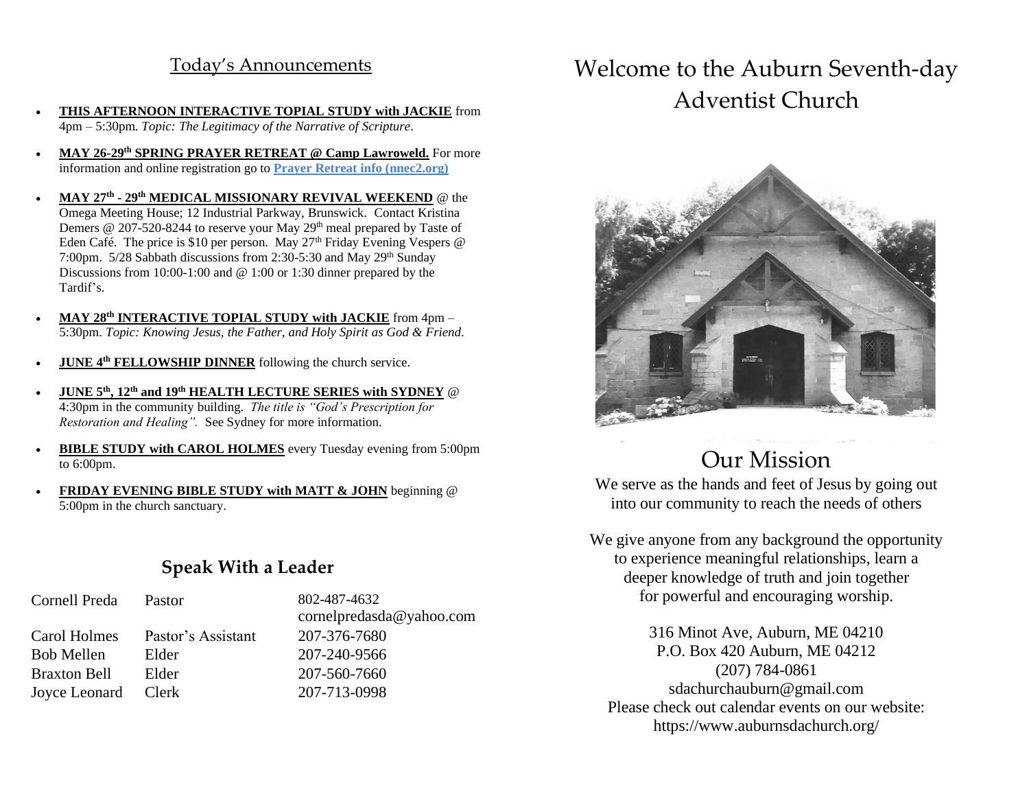## Today's Announcements

- **THIS AFTERNOON INTERACTIVE TOPIAL STUDY with JACKIE** from 4pm – 5:30pm. *Topic: The Legitimacy of the Narrative of Scripture*.
- **MAY 26-29th SPRING PRAYER RETREAT @ Camp Lawroweld.** For more information and online registration go to **Prayer Retreat info (nnec2.org)**
- **MAY 27th - 29th MEDICAL MISSIONARY REVIVAL WEEKEND** @ the Omega Meeting House; 12 Industrial Parkway, Brunswick. Contact Kristina Demers @ 207-520-8244 to reserve your May 29th meal prepared by Taste of Eden Café. The price is $10 per person. May 27th Friday Evening Vespers @ 7:00pm. 5/28 Sabbath discussions from 2:30-5:30 and May 29th Sunday Discussions from 10:00-1:00 and @ 1:00 or 1:30 dinner prepared by the Tardif's.
- **MAY 28th INTERACTIVE TOPIAL STUDY with JACKIE** from 4pm – 5:30pm. *Topic: Knowing Jesus, the Father, and Holy Spirit as God & Friend*.
- **JUNE 4th FELLOWSHIP DINNER** following the church service.
- **JUNE 5th, 12th and 19th HEALTH LECTURE SERIES with SYDNEY** @ 4:30pm in the community building. *The title is "God's Prescription for Restoration and Healing".* See Sydney for more information.
- **BIBLE STUDY with CAROL HOLMES** every Tuesday evening from 5:00pm to 6:00pm.
- **FRIDAY EVENING BIBLE STUDY with MATT & JOHN** beginning @ 5:00pm in the church sanctuary.

## Speak With a Leader

| | | |
|---|---|---|
| Cornell Preda | Pastor | 802-487-4632 cornelpredasda@yahoo.com |
| Carol Holmes | Pastor's Assistant | 207-376-7680 |
| Bob Mellen | Elder | 207-240-9566 |
| Braxton Bell | Elder | 207-560-7660 |
| Joyce Leonard | Clerk | 207-713-0998 |

# Welcome to the Auburn Seventh-day Adventist Church

## Our Mission

We serve as the hands and feet of Jesus by going out into our community to reach the needs of others

We give anyone from any background the opportunity to experience meaningful relationships, learn a deeper knowledge of truth and join together for powerful and encouraging worship.

316 Minot Ave, Auburn, ME 04210
P.O. Box 420 Auburn, ME 04212
(207) 784-0861
sdachurchauburn@gmail.com
Please check out calendar events on our website:
https://www.auburnsdachurch.org/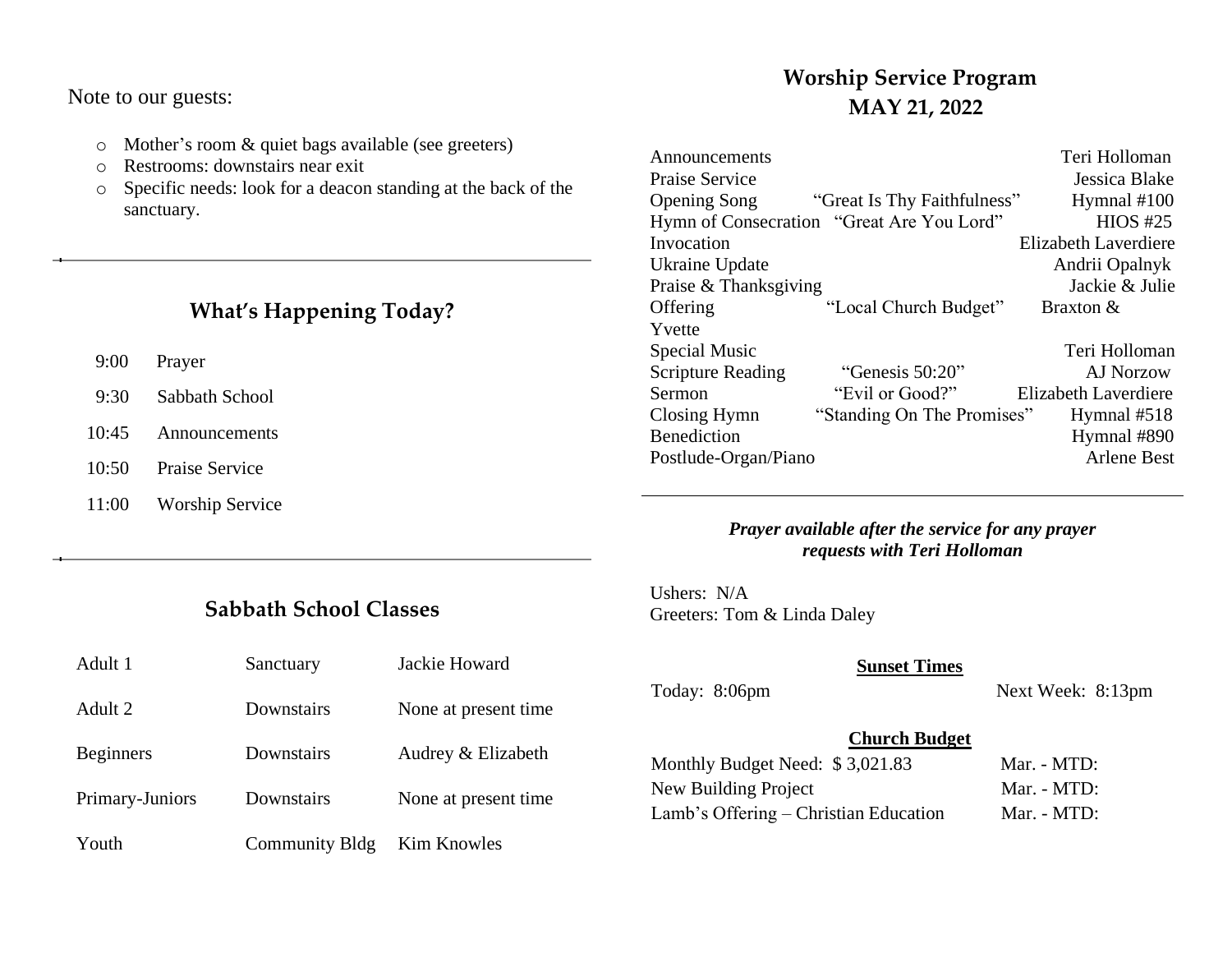Note to our guests:

- Mother's room & quiet bags available (see greeters)
- Restrooms: downstairs near exit
- Specific needs: look for a deacon standing at the back of the sanctuary.

---

## What's Happening Today?

| | |
|---|---|
| 9:00 | Prayer |
| 9:30 | Sabbath School |
| 10:45 | Announcements |
| 10:50 | Praise Service |
| 11:00 | Worship Service |

---

## Sabbath School Classes

| | | |
|---|---|---|
| Adult 1 | Sanctuary | Jackie Howard |
| Adult 2 | Downstairs | None at present time |
| Beginners | Downstairs | Audrey & Elizabeth |
| Primary-Juniors | Downstairs | None at present time |
| Youth | Community Bldg | Kim Knowles |

## Worship Service Program
## MAY 21, 2022

| | | |
|---|---|---|
| Announcements | | Teri Holloman |
| Praise Service | | Jessica Blake |
| Opening Song | "Great Is Thy Faithfulness" | Hymnal #100 |
| Hymn of Consecration | "Great Are You Lord" | HIOS #25 |
| Invocation | | Elizabeth Laverdiere |
| Ukraine Update | | Andrii Opalnyk |
| Praise & Thanksgiving | | Jackie & Julie |
| Offering | "Local Church Budget" | Braxton & Yvette |
| Special Music | | Teri Holloman |
| Scripture Reading | "Genesis 50:20" | AJ Norzow |
| Sermon | "Evil or Good?" | Elizabeth Laverdiere |
| Closing Hymn | "Standing On The Promises" | Hymnal #518 |
| Benediction | | Hymnal #890 |
| Postlude-Organ/Piano | | Arlene Best |

---

***Prayer available after the service for any prayer requests with Teri Holloman***

Ushers: N/A
Greeters: Tom & Linda Daley

**Sunset Times**

Today: 8:06pm Next Week: 8:13pm

**Church Budget**

| | |
|---|---|
| Monthly Budget Need: $ 3,021.83 | Mar. - MTD: |
| New Building Project | Mar. - MTD: |
| Lamb's Offering – Christian Education | Mar. - MTD: |